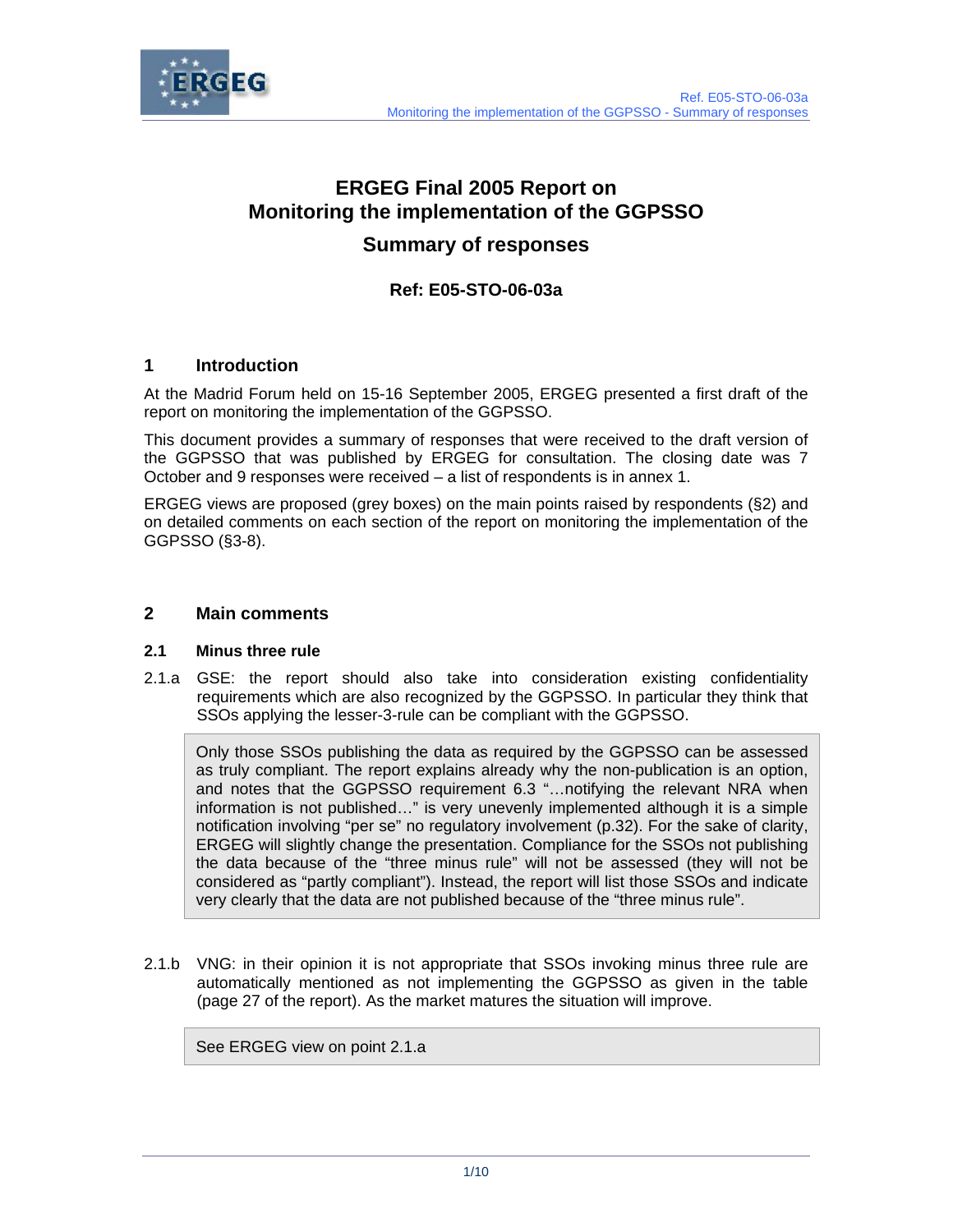# ERGEG Final 2005 Report on Monitoring the implementation of the GGPSSO

## Summary of responses

**Ref: E05-STO-06-03a**

## 1 Introduction

At the Madrid Forum held on 15-16 September 2005, ERGEG presented a first draft of the report on monitoring the implementation of the GGPSSO.

This document provides a summary of responses that were received to the draft version of the GGPSSO that was published by ERGEG for consultation. The closing date was 7 October and 9 responses were received – a list of respondents is in annex 1.

ERGEG views are proposed (grey boxes) on the main points raised by respondents (§2) and on detailed comments on each section of the report on monitoring the implementation of the GGPSSO (§3-8).

## 2 Main comments

### 2.1 Minus three rule

2.1.a GSE: the report should also take into consideration existing confidentiality requirements which are also recognized by the GGPSSO. In particular they think that SSOs applying the lesser-3-rule can be compliant with the GGPSSO.

> Only those SSOs publishing the data as required by the GGPSSO can be assessed as truly compliant. The report explains already why the non-publication is an option, and notes that the GGPSSO requirement 6.3 "…notifying the relevant NRA when information is not published…" is very unevenly implemented although it is a simple notification involving "per se" no regulatory involvement (p.32). For the sake of clarity, ERGEG will slightly change the presentation. Compliance for the SSOs not publishing the data because of the "three minus rule" will not be assessed (they will not be considered as "partly compliant"). Instead, the report will list those SSOs and indicate very clearly that the data are not published because of the "three minus rule".

2.1.b VNG: in their opinion it is not appropriate that SSOs invoking minus three rule are automatically mentioned as not implementing the GGPSSO as given in the table (page 27 of the report). As the market matures the situation will improve.

> See ERGEG view on point 2.1.a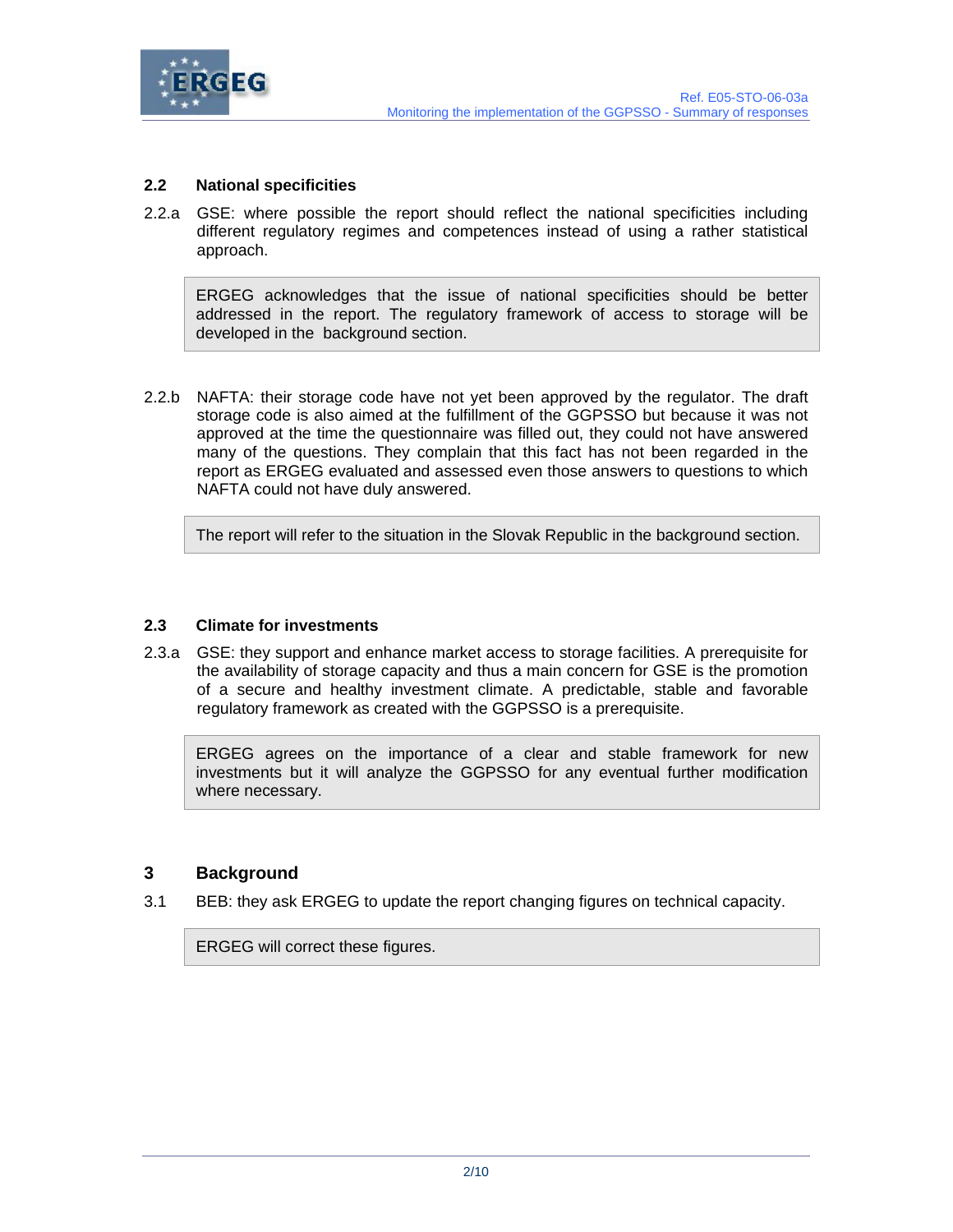### 2.2 National specificities

2.2.a GSE: where possible the report should reflect the national specificities including different regulatory regimes and competences instead of using a rather statistical approach.

> ERGEG acknowledges that the issue of national specificities should be better addressed in the report. The regulatory framework of access to storage will be developed in the background section.

2.2.b NAFTA: their storage code have not yet been approved by the regulator. The draft storage code is also aimed at the fulfillment of the GGPSSO but because it was not approved at the time the questionnaire was filled out, they could not have answered many of the questions. They complain that this fact has not been regarded in the report as ERGEG evaluated and assessed even those answers to questions to which NAFTA could not have duly answered.

> The report will refer to the situation in the Slovak Republic in the background section.

### 2.3 Climate for investments

2.3.a GSE: they support and enhance market access to storage facilities. A prerequisite for the availability of storage capacity and thus a main concern for GSE is the promotion of a secure and healthy investment climate. A predictable, stable and favorable regulatory framework as created with the GGPSSO is a prerequisite.

> ERGEG agrees on the importance of a clear and stable framework for new investments but it will analyze the GGPSSO for any eventual further modification where necessary.

## 3 Background

3.1 BEB: they ask ERGEG to update the report changing figures on technical capacity.

> ERGEG will correct these figures.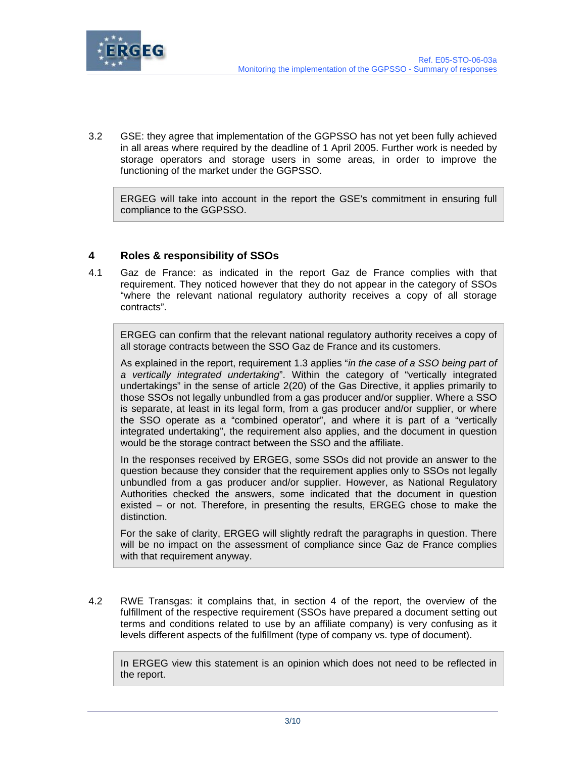3.2 GSE: they agree that implementation of the GGPSSO has not yet been fully achieved in all areas where required by the deadline of 1 April 2005. Further work is needed by storage operators and storage users in some areas, in order to improve the functioning of the market under the GGPSSO.

> ERGEG will take into account in the report the GSE's commitment in ensuring full compliance to the GGPSSO.

## 4 Roles & responsibility of SSOs

4.1 Gaz de France: as indicated in the report Gaz de France complies with that requirement. They noticed however that they do not appear in the category of SSOs "where the relevant national regulatory authority receives a copy of all storage contracts".

> ERGEG can confirm that the relevant national regulatory authority receives a copy of all storage contracts between the SSO Gaz de France and its customers.
>
> As explained in the report, requirement 1.3 applies "*in the case of a SSO being part of a vertically integrated undertaking*". Within the category of "vertically integrated undertakings" in the sense of article 2(20) of the Gas Directive, it applies primarily to those SSOs not legally unbundled from a gas producer and/or supplier. Where a SSO is separate, at least in its legal form, from a gas producer and/or supplier, or where the SSO operate as a "combined operator", and where it is part of a "vertically integrated undertaking", the requirement also applies, and the document in question would be the storage contract between the SSO and the affiliate.
>
> In the responses received by ERGEG, some SSOs did not provide an answer to the question because they consider that the requirement applies only to SSOs not legally unbundled from a gas producer and/or supplier. However, as National Regulatory Authorities checked the answers, some indicated that the document in question existed – or not. Therefore, in presenting the results, ERGEG chose to make the distinction.
>
> For the sake of clarity, ERGEG will slightly redraft the paragraphs in question. There will be no impact on the assessment of compliance since Gaz de France complies with that requirement anyway.

4.2 RWE Transgas: it complains that, in section 4 of the report, the overview of the fulfillment of the respective requirement (SSOs have prepared a document setting out terms and conditions related to use by an affiliate company) is very confusing as it levels different aspects of the fulfillment (type of company vs. type of document).

> In ERGEG view this statement is an opinion which does not need to be reflected in the report.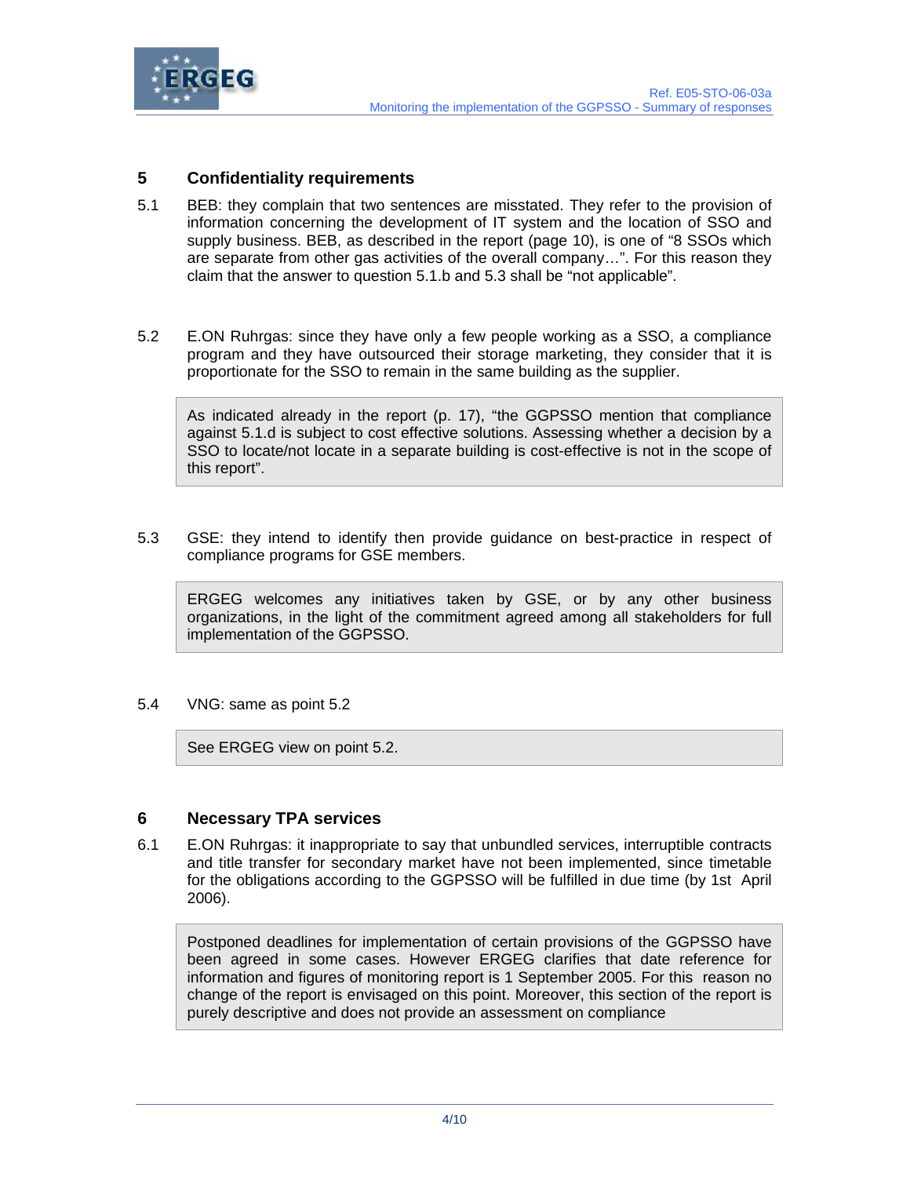## 5 Confidentiality requirements

5.1 BEB: they complain that two sentences are misstated. They refer to the provision of information concerning the development of IT system and the location of SSO and supply business. BEB, as described in the report (page 10), is one of "8 SSOs which are separate from other gas activities of the overall company…". For this reason they claim that the answer to question 5.1.b and 5.3 shall be "not applicable".

5.2 E.ON Ruhrgas: since they have only a few people working as a SSO, a compliance program and they have outsourced their storage marketing, they consider that it is proportionate for the SSO to remain in the same building as the supplier.

> As indicated already in the report (p. 17), "the GGPSSO mention that compliance against 5.1.d is subject to cost effective solutions. Assessing whether a decision by a SSO to locate/not locate in a separate building is cost-effective is not in the scope of this report".

5.3 GSE: they intend to identify then provide guidance on best-practice in respect of compliance programs for GSE members.

> ERGEG welcomes any initiatives taken by GSE, or by any other business organizations, in the light of the commitment agreed among all stakeholders for full implementation of the GGPSSO.

5.4 VNG: same as point 5.2

> See ERGEG view on point 5.2.

## 6 Necessary TPA services

6.1 E.ON Ruhrgas: it inappropriate to say that unbundled services, interruptible contracts and title transfer for secondary market have not been implemented, since timetable for the obligations according to the GGPSSO will be fulfilled in due time (by 1st April 2006).

> Postponed deadlines for implementation of certain provisions of the GGPSSO have been agreed in some cases. However ERGEG clarifies that date reference for information and figures of monitoring report is 1 September 2005. For this reason no change of the report is envisaged on this point. Moreover, this section of the report is purely descriptive and does not provide an assessment on compliance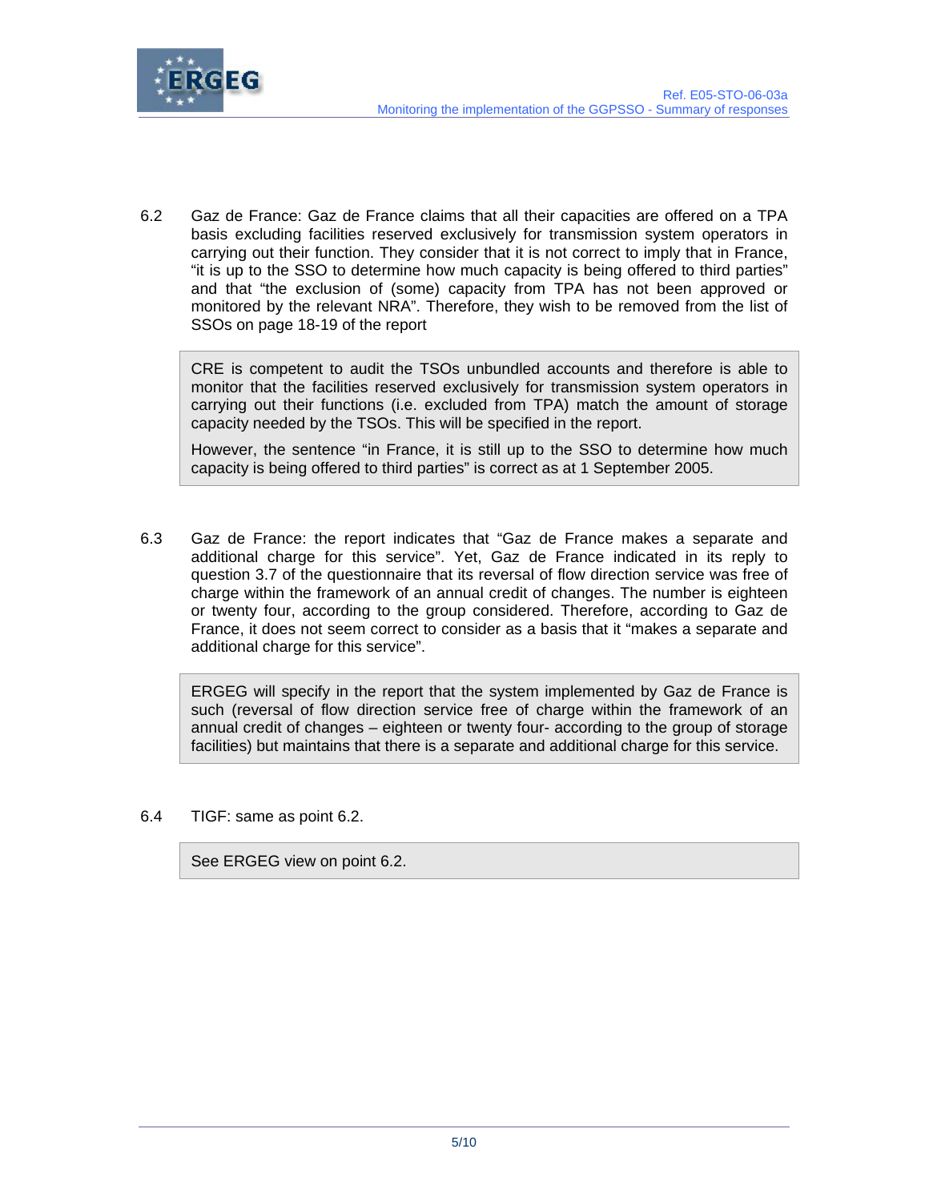6.2 Gaz de France: Gaz de France claims that all their capacities are offered on a TPA basis excluding facilities reserved exclusively for transmission system operators in carrying out their function. They consider that it is not correct to imply that in France, "it is up to the SSO to determine how much capacity is being offered to third parties" and that "the exclusion of (some) capacity from TPA has not been approved or monitored by the relevant NRA". Therefore, they wish to be removed from the list of SSOs on page 18-19 of the report

> CRE is competent to audit the TSOs unbundled accounts and therefore is able to monitor that the facilities reserved exclusively for transmission system operators in carrying out their functions (i.e. excluded from TPA) match the amount of storage capacity needed by the TSOs. This will be specified in the report.
>
> However, the sentence "in France, it is still up to the SSO to determine how much capacity is being offered to third parties" is correct as at 1 September 2005.

6.3 Gaz de France: the report indicates that "Gaz de France makes a separate and additional charge for this service". Yet, Gaz de France indicated in its reply to question 3.7 of the questionnaire that its reversal of flow direction service was free of charge within the framework of an annual credit of changes. The number is eighteen or twenty four, according to the group considered. Therefore, according to Gaz de France, it does not seem correct to consider as a basis that it "makes a separate and additional charge for this service".

> ERGEG will specify in the report that the system implemented by Gaz de France is such (reversal of flow direction service free of charge within the framework of an annual credit of changes – eighteen or twenty four- according to the group of storage facilities) but maintains that there is a separate and additional charge for this service.

6.4 TIGF: same as point 6.2.

> See ERGEG view on point 6.2.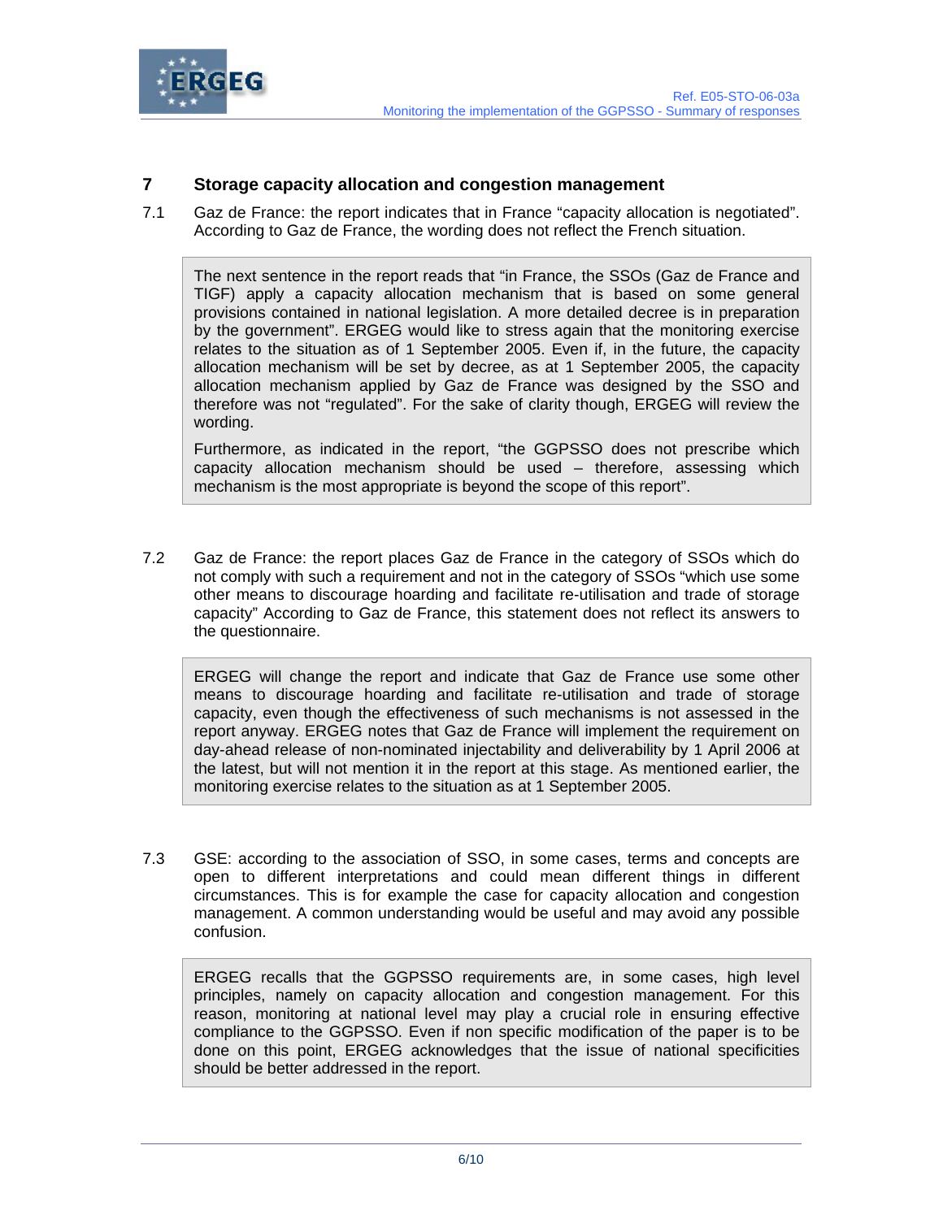## 7 Storage capacity allocation and congestion management

7.1 Gaz de France: the report indicates that in France "capacity allocation is negotiated". According to Gaz de France, the wording does not reflect the French situation.

> The next sentence in the report reads that "in France, the SSOs (Gaz de France and TIGF) apply a capacity allocation mechanism that is based on some general provisions contained in national legislation. A more detailed decree is in preparation by the government". ERGEG would like to stress again that the monitoring exercise relates to the situation as of 1 September 2005. Even if, in the future, the capacity allocation mechanism will be set by decree, as at 1 September 2005, the capacity allocation mechanism applied by Gaz de France was designed by the SSO and therefore was not "regulated". For the sake of clarity though, ERGEG will review the wording.
>
> Furthermore, as indicated in the report, "the GGPSSO does not prescribe which capacity allocation mechanism should be used – therefore, assessing which mechanism is the most appropriate is beyond the scope of this report".

7.2 Gaz de France: the report places Gaz de France in the category of SSOs which do not comply with such a requirement and not in the category of SSOs "which use some other means to discourage hoarding and facilitate re-utilisation and trade of storage capacity" According to Gaz de France, this statement does not reflect its answers to the questionnaire.

> ERGEG will change the report and indicate that Gaz de France use some other means to discourage hoarding and facilitate re-utilisation and trade of storage capacity, even though the effectiveness of such mechanisms is not assessed in the report anyway. ERGEG notes that Gaz de France will implement the requirement on day-ahead release of non-nominated injectability and deliverability by 1 April 2006 at the latest, but will not mention it in the report at this stage. As mentioned earlier, the monitoring exercise relates to the situation as at 1 September 2005.

7.3 GSE: according to the association of SSO, in some cases, terms and concepts are open to different interpretations and could mean different things in different circumstances. This is for example the case for capacity allocation and congestion management. A common understanding would be useful and may avoid any possible confusion.

> ERGEG recalls that the GGPSSO requirements are, in some cases, high level principles, namely on capacity allocation and congestion management. For this reason, monitoring at national level may play a crucial role in ensuring effective compliance to the GGPSSO. Even if non specific modification of the paper is to be done on this point, ERGEG acknowledges that the issue of national specificities should be better addressed in the report.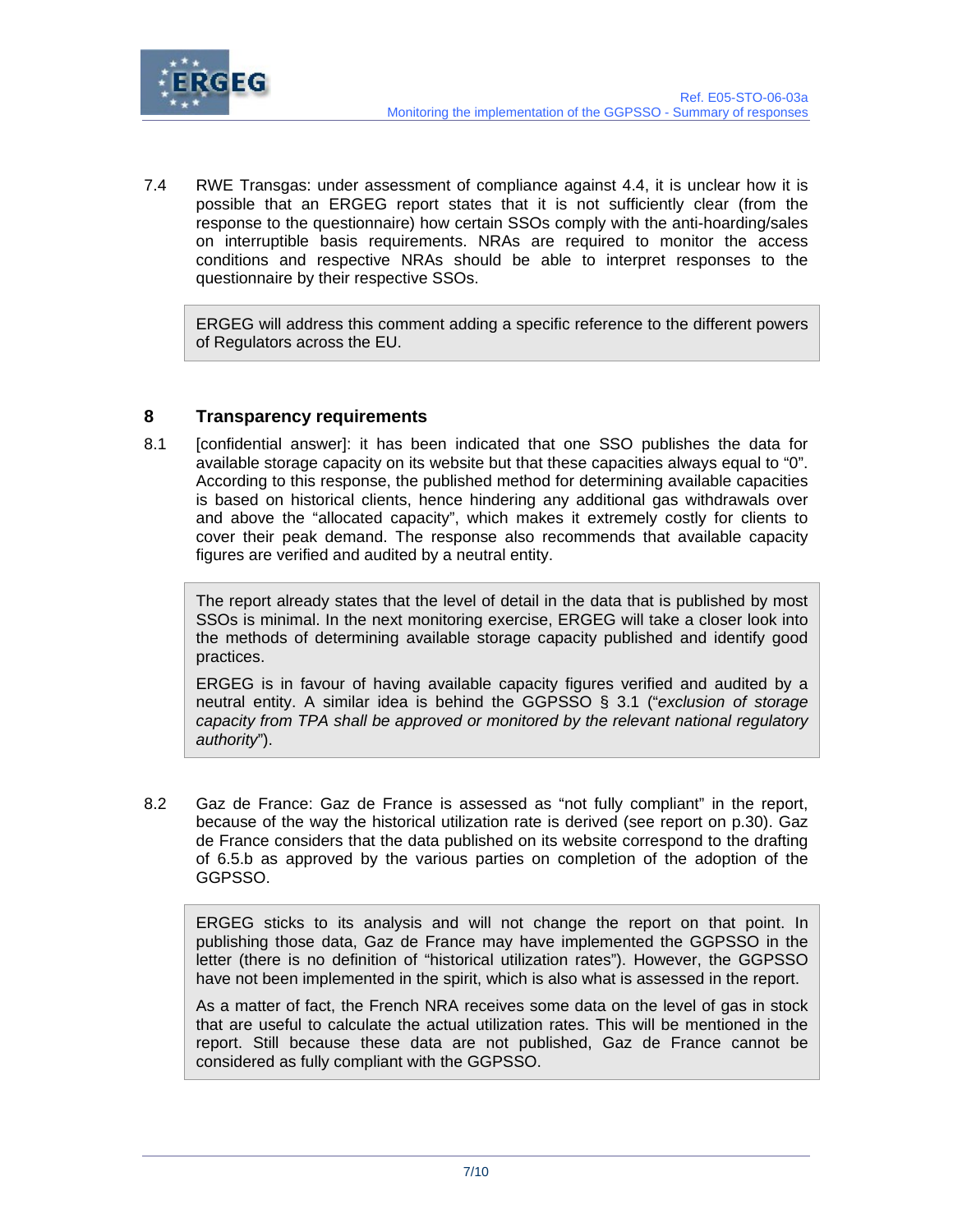7.4 RWE Transgas: under assessment of compliance against 4.4, it is unclear how it is possible that an ERGEG report states that it is not sufficiently clear (from the response to the questionnaire) how certain SSOs comply with the anti-hoarding/sales on interruptible basis requirements. NRAs are required to monitor the access conditions and respective NRAs should be able to interpret responses to the questionnaire by their respective SSOs.

> ERGEG will address this comment adding a specific reference to the different powers of Regulators across the EU.

## 8 Transparency requirements

8.1 [confidential answer]: it has been indicated that one SSO publishes the data for available storage capacity on its website but that these capacities always equal to "0". According to this response, the published method for determining available capacities is based on historical clients, hence hindering any additional gas withdrawals over and above the "allocated capacity", which makes it extremely costly for clients to cover their peak demand. The response also recommends that available capacity figures are verified and audited by a neutral entity.

> The report already states that the level of detail in the data that is published by most SSOs is minimal. In the next monitoring exercise, ERGEG will take a closer look into the methods of determining available storage capacity published and identify good practices.
>
> ERGEG is in favour of having available capacity figures verified and audited by a neutral entity. A similar idea is behind the GGPSSO § 3.1 ("*exclusion of storage capacity from TPA shall be approved or monitored by the relevant national regulatory authority*").

8.2 Gaz de France: Gaz de France is assessed as "not fully compliant" in the report, because of the way the historical utilization rate is derived (see report on p.30). Gaz de France considers that the data published on its website correspond to the drafting of 6.5.b as approved by the various parties on completion of the adoption of the GGPSSO.

> ERGEG sticks to its analysis and will not change the report on that point. In publishing those data, Gaz de France may have implemented the GGPSSO in the letter (there is no definition of "historical utilization rates"). However, the GGPSSO have not been implemented in the spirit, which is also what is assessed in the report.
>
> As a matter of fact, the French NRA receives some data on the level of gas in stock that are useful to calculate the actual utilization rates. This will be mentioned in the report. Still because these data are not published, Gaz de France cannot be considered as fully compliant with the GGPSSO.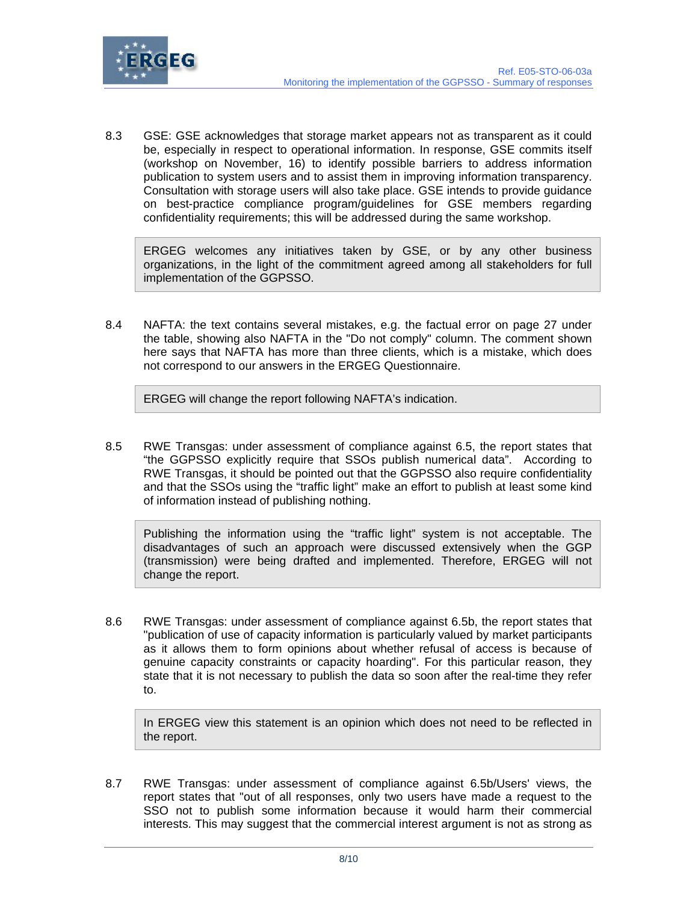8.3 GSE: GSE acknowledges that storage market appears not as transparent as it could be, especially in respect to operational information. In response, GSE commits itself (workshop on November, 16) to identify possible barriers to address information publication to system users and to assist them in improving information transparency. Consultation with storage users will also take place. GSE intends to provide guidance on best-practice compliance program/guidelines for GSE members regarding confidentiality requirements; this will be addressed during the same workshop.

> ERGEG welcomes any initiatives taken by GSE, or by any other business organizations, in the light of the commitment agreed among all stakeholders for full implementation of the GGPSSO.

8.4 NAFTA: the text contains several mistakes, e.g. the factual error on page 27 under the table, showing also NAFTA in the "Do not comply" column. The comment shown here says that NAFTA has more than three clients, which is a mistake, which does not correspond to our answers in the ERGEG Questionnaire.

> ERGEG will change the report following NAFTA's indication.

8.5 RWE Transgas: under assessment of compliance against 6.5, the report states that "the GGPSSO explicitly require that SSOs publish numerical data". According to RWE Transgas, it should be pointed out that the GGPSSO also require confidentiality and that the SSOs using the "traffic light" make an effort to publish at least some kind of information instead of publishing nothing.

> Publishing the information using the "traffic light" system is not acceptable. The disadvantages of such an approach were discussed extensively when the GGP (transmission) were being drafted and implemented. Therefore, ERGEG will not change the report.

8.6 RWE Transgas: under assessment of compliance against 6.5b, the report states that "publication of use of capacity information is particularly valued by market participants as it allows them to form opinions about whether refusal of access is because of genuine capacity constraints or capacity hoarding". For this particular reason, they state that it is not necessary to publish the data so soon after the real-time they refer to.

> In ERGEG view this statement is an opinion which does not need to be reflected in the report.

8.7 RWE Transgas: under assessment of compliance against 6.5b/Users' views, the report states that "out of all responses, only two users have made a request to the SSO not to publish some information because it would harm their commercial interests. This may suggest that the commercial interest argument is not as strong as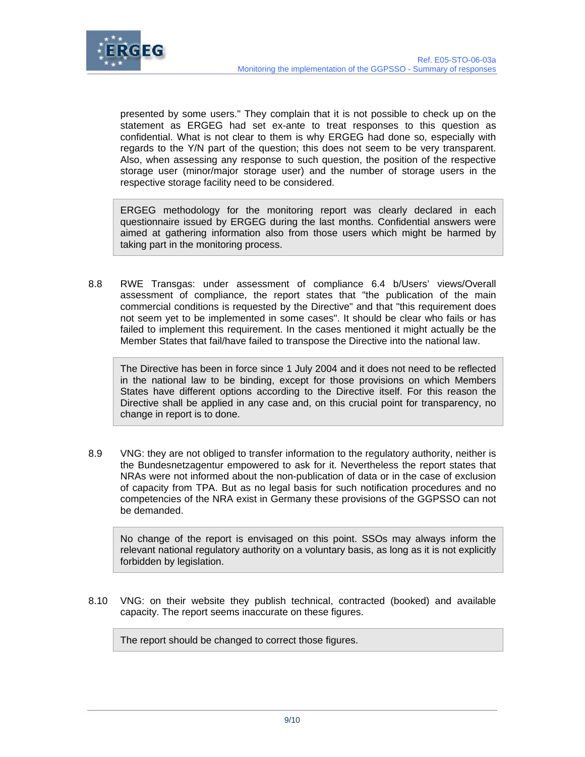presented by some users." They complain that it is not possible to check up on the statement as ERGEG had set ex-ante to treat responses to this question as confidential. What is not clear to them is why ERGEG had done so, especially with regards to the Y/N part of the question; this does not seem to be very transparent. Also, when assessing any response to such question, the position of the respective storage user (minor/major storage user) and the number of storage users in the respective storage facility need to be considered.

> ERGEG methodology for the monitoring report was clearly declared in each questionnaire issued by ERGEG during the last months. Confidential answers were aimed at gathering information also from those users which might be harmed by taking part in the monitoring process.

8.8 RWE Transgas: under assessment of compliance 6.4 b/Users' views/Overall assessment of compliance, the report states that "the publication of the main commercial conditions is requested by the Directive" and that "this requirement does not seem yet to be implemented in some cases". It should be clear who fails or has failed to implement this requirement. In the cases mentioned it might actually be the Member States that fail/have failed to transpose the Directive into the national law.

> The Directive has been in force since 1 July 2004 and it does not need to be reflected in the national law to be binding, except for those provisions on which Members States have different options according to the Directive itself. For this reason the Directive shall be applied in any case and, on this crucial point for transparency, no change in report is to done.

8.9 VNG: they are not obliged to transfer information to the regulatory authority, neither is the Bundesnetzagentur empowered to ask for it. Nevertheless the report states that NRAs were not informed about the non-publication of data or in the case of exclusion of capacity from TPA. But as no legal basis for such notification procedures and no competencies of the NRA exist in Germany these provisions of the GGPSSO can not be demanded.

> No change of the report is envisaged on this point. SSOs may always inform the relevant national regulatory authority on a voluntary basis, as long as it is not explicitly forbidden by legislation.

8.10 VNG: on their website they publish technical, contracted (booked) and available capacity. The report seems inaccurate on these figures.

> The report should be changed to correct those figures.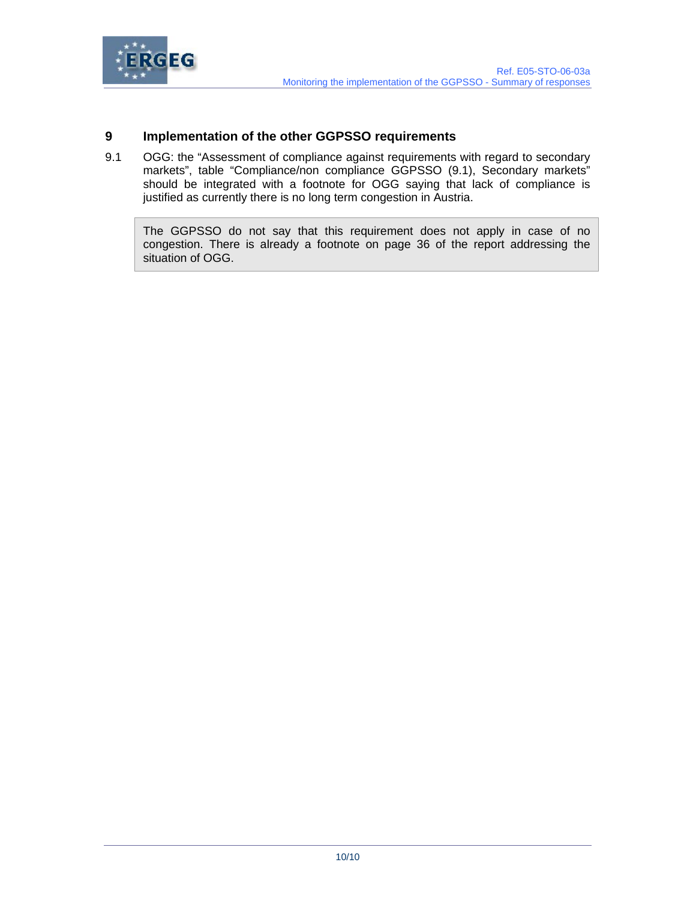## 9 Implementation of the other GGPSSO requirements

9.1 OGG: the "Assessment of compliance against requirements with regard to secondary markets", table "Compliance/non compliance GGPSSO (9.1), Secondary markets" should be integrated with a footnote for OGG saying that lack of compliance is justified as currently there is no long term congestion in Austria.

> The GGPSSO do not say that this requirement does not apply in case of no congestion. There is already a footnote on page 36 of the report addressing the situation of OGG.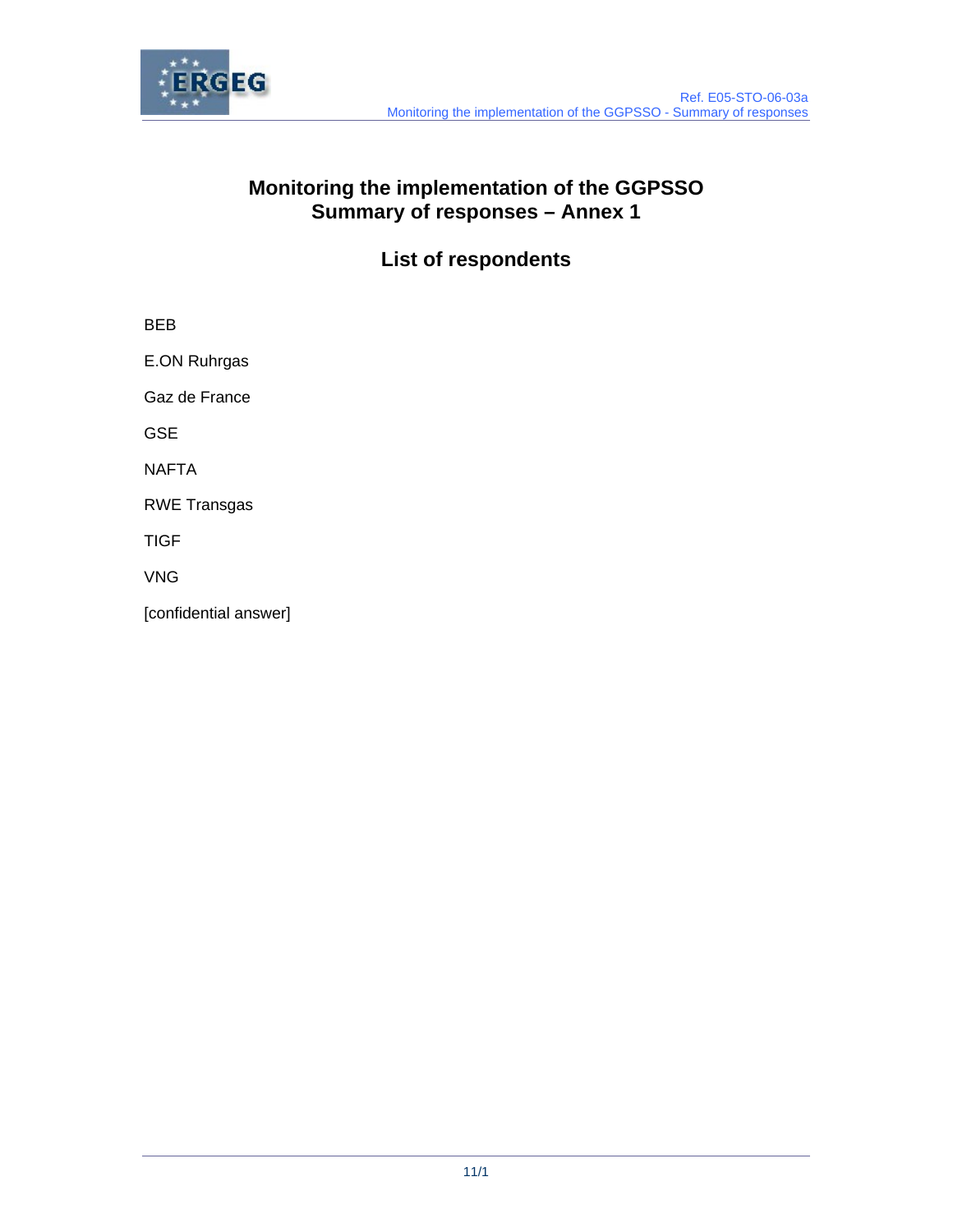# Monitoring the implementation of the GGPSSO
# Summary of responses – Annex 1

## List of respondents

BEB

E.ON Ruhrgas

Gaz de France

GSE

NAFTA

RWE Transgas

TIGF

VNG

[confidential answer]